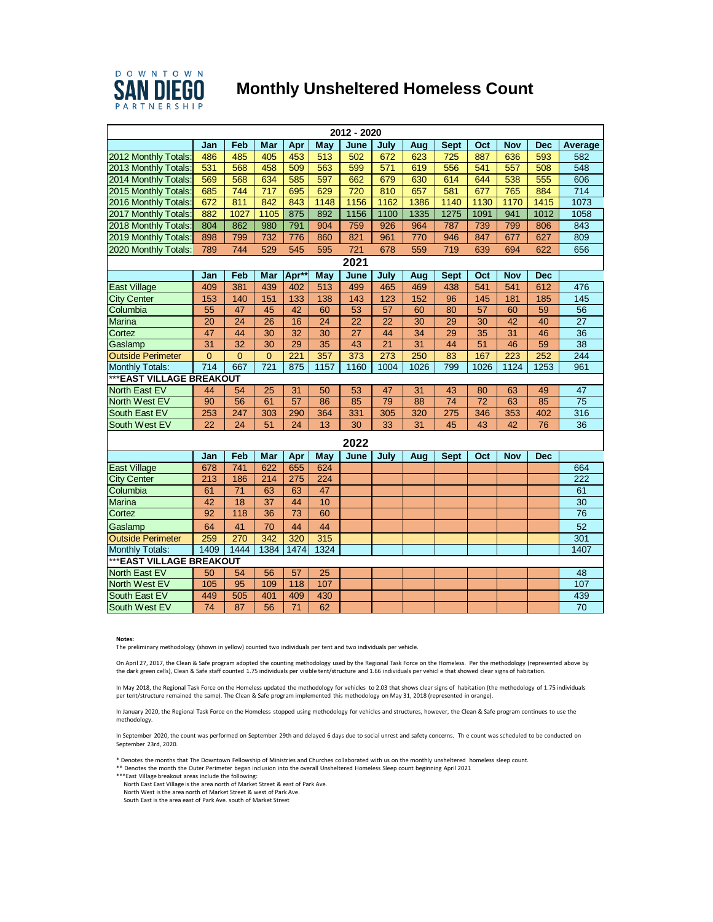DOWNTOWN SAN DIEGO PARTNERSHIP

# Monthly Unsheltered Homeless Count

| 2012 - 2020 | | | | | | | | | | | | | |
|---|---|---|---|---|---|---|---|---|---|---|---|---|---|
| | Jan | Feb | Mar | Apr | May | June | July | Aug | Sept | Oct | Nov | Dec | Average |
| 2012 Monthly Totals: | 486 | 485 | 405 | 453 | 513 | 502 | 672 | 623 | 725 | 887 | 636 | 593 | 582 |
| 2013 Monthly Totals: | 531 | 568 | 458 | 509 | 563 | 599 | 571 | 619 | 556 | 541 | 557 | 508 | 548 |
| 2014 Monthly Totals: | 569 | 568 | 634 | 585 | 597 | 662 | 679 | 630 | 614 | 644 | 538 | 555 | 606 |
| 2015 Monthly Totals: | 685 | 744 | 717 | 695 | 629 | 720 | 810 | 657 | 581 | 677 | 765 | 884 | 714 |
| 2016 Monthly Totals: | 672 | 811 | 842 | 843 | 1148 | 1156 | 1162 | 1386 | 1140 | 1130 | 1170 | 1415 | 1073 |
| 2017 Monthly Totals: | 882 | 1027 | 1105 | 875 | 892 | 1156 | 1100 | 1335 | 1275 | 1091 | 941 | 1012 | 1058 |
| 2018 Monthly Totals: | 804 | 862 | 980 | 791 | 904 | 759 | 926 | 964 | 787 | 739 | 799 | 806 | 843 |
| 2019 Monthly Totals: | 898 | 799 | 732 | 776 | 860 | 821 | 961 | 770 | 946 | 847 | 677 | 627 | 809 |
| 2020 Monthly Totals: | 789 | 744 | 529 | 545 | 595 | 721 | 678 | 559 | 719 | 639 | 694 | 622 | 656 |

| 2021 | | | | | | | | | | | | | |
|---|---|---|---|---|---|---|---|---|---|---|---|---|---|
| | Jan | Feb | Mar | Apr** | May | June | July | Aug | Sept | Oct | Nov | Dec | |
| East Village | 409 | 381 | 439 | 402 | 513 | 499 | 465 | 469 | 438 | 541 | 541 | 612 | 476 |
| City Center | 153 | 140 | 151 | 133 | 138 | 143 | 123 | 152 | 96 | 145 | 181 | 185 | 145 |
| Columbia | 55 | 47 | 45 | 42 | 60 | 53 | 57 | 60 | 80 | 57 | 60 | 59 | 56 |
| Marina | 20 | 24 | 26 | 16 | 24 | 22 | 22 | 30 | 29 | 30 | 42 | 40 | 27 |
| Cortez | 47 | 44 | 30 | 32 | 30 | 27 | 44 | 34 | 29 | 35 | 31 | 46 | 36 |
| Gaslamp | 31 | 32 | 30 | 29 | 35 | 43 | 21 | 31 | 44 | 51 | 46 | 59 | 38 |
| Outside Perimeter | 0 | 0 | 0 | 221 | 357 | 373 | 273 | 250 | 83 | 167 | 223 | 252 | 244 |
| Monthly Totals: | 714 | 667 | 721 | 875 | 1157 | 1160 | 1004 | 1026 | 799 | 1026 | 1124 | 1253 | 961 |
| ***EAST VILLAGE BREAKOUT | | | | | | | | | | | | | |
| North East EV | 44 | 54 | 25 | 31 | 50 | 53 | 47 | 31 | 43 | 80 | 63 | 49 | 47 |
| North West EV | 90 | 56 | 61 | 57 | 86 | 85 | 79 | 88 | 74 | 72 | 63 | 85 | 75 |
| South East EV | 253 | 247 | 303 | 290 | 364 | 331 | 305 | 320 | 275 | 346 | 353 | 402 | 316 |
| South West EV | 22 | 24 | 51 | 24 | 13 | 30 | 33 | 31 | 45 | 43 | 42 | 76 | 36 |

| 2022 | | | | | | | | | | | | | |
|---|---|---|---|---|---|---|---|---|---|---|---|---|---|
| | Jan | Feb | Mar | Apr | May | June | July | Aug | Sept | Oct | Nov | Dec | |
| East Village | 678 | 741 | 622 | 655 | 624 | | | | | | | | 664 |
| City Center | 213 | 186 | 214 | 275 | 224 | | | | | | | | 222 |
| Columbia | 61 | 71 | 63 | 63 | 47 | | | | | | | | 61 |
| Marina | 42 | 18 | 37 | 44 | 10 | | | | | | | | 30 |
| Cortez | 92 | 118 | 36 | 73 | 60 | | | | | | | | 76 |
| Gaslamp | 64 | 41 | 70 | 44 | 44 | | | | | | | | 52 |
| Outside Perimeter | 259 | 270 | 342 | 320 | 315 | | | | | | | | 301 |
| Monthly Totals: | 1409 | 1444 | 1384 | 1474 | 1324 | | | | | | | | 1407 |
| ***EAST VILLAGE BREAKOUT | | | | | | | | | | | | | |
| North East EV | 50 | 54 | 56 | 57 | 25 | | | | | | | | 48 |
| North West EV | 105 | 95 | 109 | 118 | 107 | | | | | | | | 107 |
| South East EV | 449 | 505 | 401 | 409 | 430 | | | | | | | | 439 |
| South West EV | 74 | 87 | 56 | 71 | 62 | | | | | | | | 70 |

**Notes:**

The preliminary methodology (shown in yellow) counted two individuals per tent and two individuals per vehicle.

On April 27, 2017, the Clean & Safe program adopted the counting methodology used by the Regional Task Force on the Homeless. Per the methodology (represented above by the dark green cells), Clean & Safe staff counted 1.75 individuals per visible tent/structure and 1.66 individuals per vehicl e that showed clear signs of habitation.

In May 2018, the Regional Task Force on the Homeless updated the methodology for vehicles to 2.03 that shows clear signs of habitation (the methodology of 1.75 individuals per tent/structure remained the same). The Clean & Safe program implemented this methodology on May 31, 2018 (represented in orange).

In January 2020, the Regional Task Force on the Homeless stopped using methodology for vehicles and structures, however, the Clean & Safe program continues to use the methodology.

In September 2020, the count was performed on September 29th and delayed 6 days due to social unrest and safety concerns. Th e count was scheduled to be conducted on September 23rd, 2020.

\* Denotes the months that The Downtown Fellowship of Ministries and Churches collaborated with us on the monthly unsheltered homeless sleep count.
** Denotes the month the Outer Perimeter began inclusion into the overall Unsheltered Homeless Sleep count beginning April 2021
***East Village breakout areas include the following:
North East East Village is the area north of Market Street & east of Park Ave.
North West is the area north of Market Street & west of Park Ave.
South East is the area east of Park Ave. south of Market Street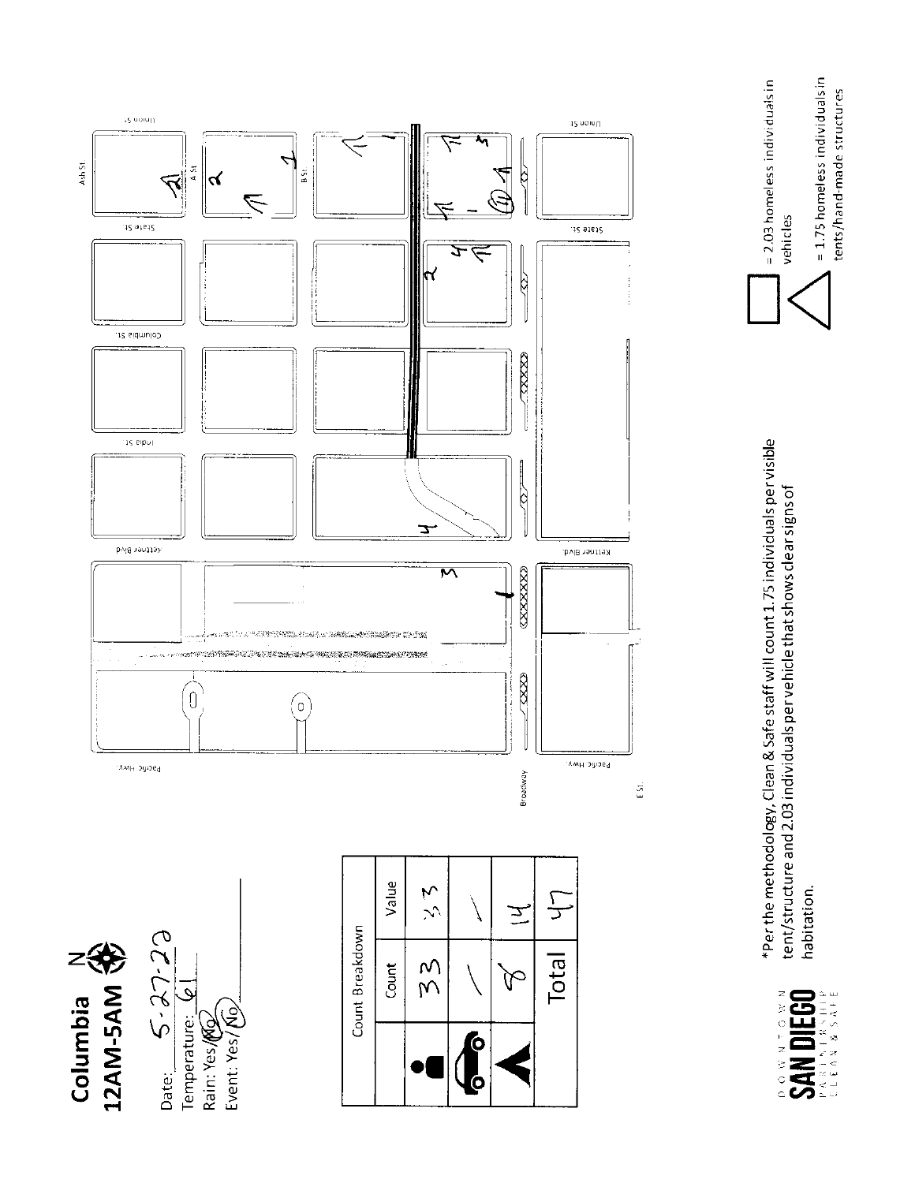# Columbia N

## 12AM-5AM

Date: 5-27-22
Temperature: 61
Rain: Yes/No
Event: Yes/No

| Count Breakdown | | |
|---|---|---|
| | Count | Value |
| (person) | 33 | 33 |
| (vehicle) | / | / |
| (tent) | 8 | 14 |
| | Total | 47 |

*Per the methodology, Clean & Safe staff will count 1.75 individuals per visible tent/structure and 2.03 individuals per vehicle that shows clear signs of habitation.

(square) = 2.03 homeless individuals in vehicles

(triangle) = 1.75 homeless individuals in tents/hand-made structures

DOWNTOWN SAN DIEGO PARTNERSHIP CLEAN & SAFE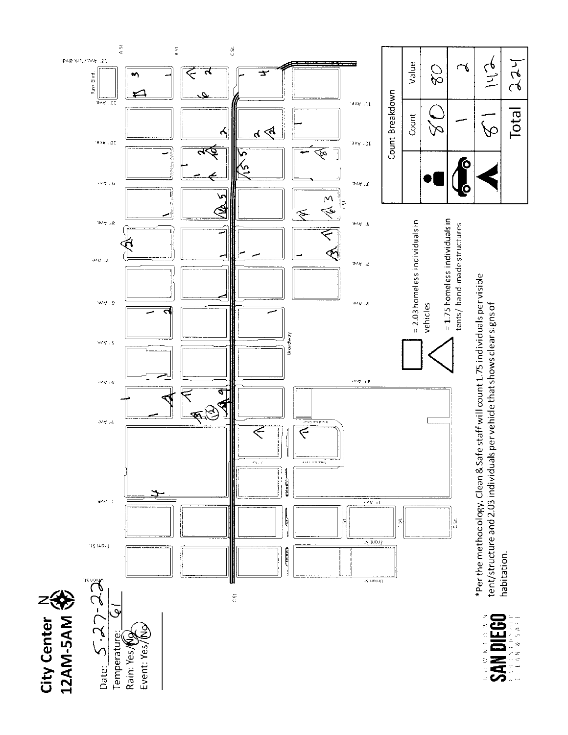# City Center
## 12AM-5AM

Date: 5-27-22
Temperature: 61
Rain: Yes/No
Event: Yes/No

= 2.03 homeless individuals in vehicles

= 1.75 homeless individuals in tents/ hand-made structures

| Count Breakdown | | |
|---|---|---|
| | Count | Value |
| Individual | 80 | 80 |
| Vehicle | 1 | 2 |
| Tent | 81 | 142 |
| | Total | 224 |

*Per the methodology, Clean & Safe staff will count 1.75 individuals per visible tent/structure and 2.03 individuals per vehicle that shows clear signs of habitation.

DOWNTOWN SAN DIEGO PARTNERSHIP CLEAN & SAFE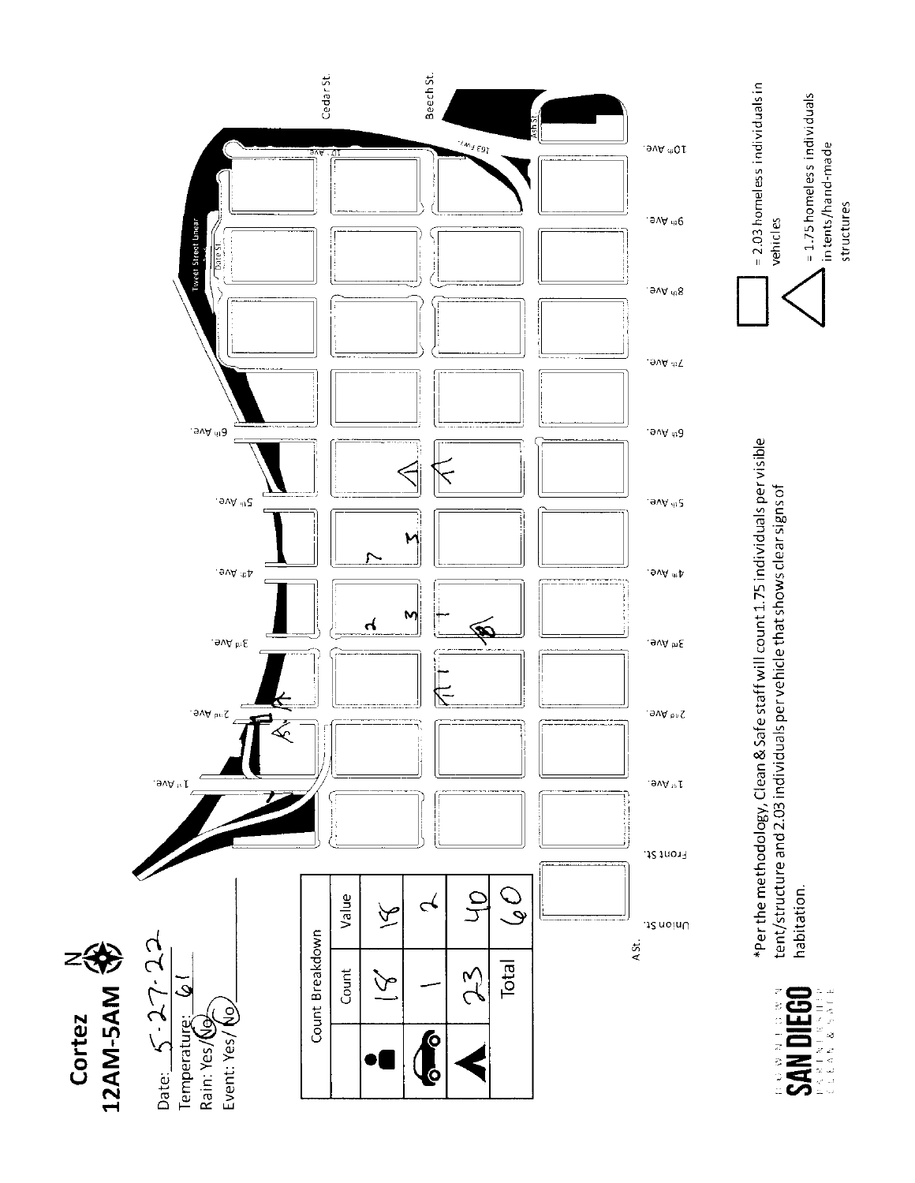# Cortez

## 12AM-5AM

Date: 5·27·22
Temperature: 61
Rain: Yes/No
Event: Yes/No

| Count Breakdown | | |
|---|---|---|
| | Count | Value |
| (person) | 18 | 18 |
| (vehicle) | 1 | 2 |
| (tent) | 23 | 40 |
| | Total | 60 |

Cedar St. · Beech St. · Ash St. · A St. · Date St. · Tweet Street Linear Park · 163 Fwy.

Union St. · Front St. · 1st Ave. · 2nd Ave. · 3rd Ave. · 4th Ave. · 5th Ave. · 6th Ave. · 7th Ave. · 8th Ave. · 9th Ave. · 10th Ave. · 11th Ave.

*Per the methodology, Clean & Safe staff will count 1.75 individuals per visible tent/structure and 2.03 individuals per vehicle that shows clear signs of habitation.

(box) = 2.03 homeless individuals in vehicles

(triangle) = 1.75 homeless individuals in tents/hand-made structures

DOWNTOWN SAN DIEGO PARTNERSHIP CLEAN & SAFE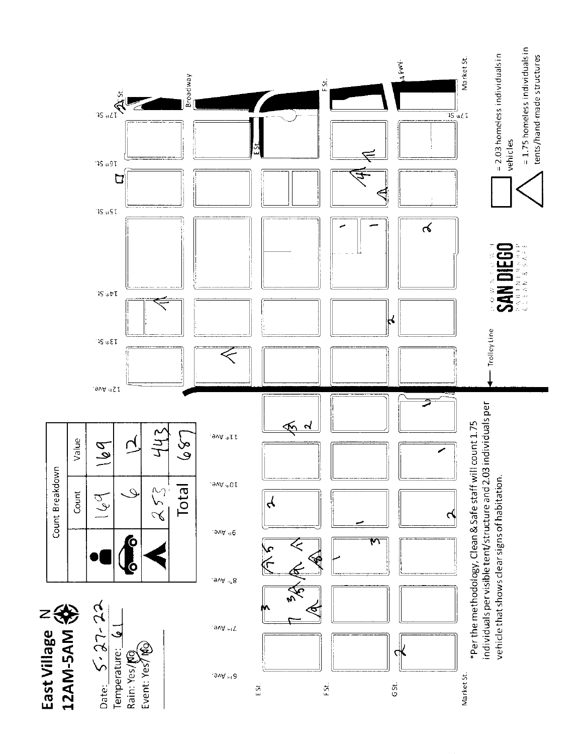# East Village N
## 12AM-5AM

Date: 5-27-22
Temperature: 61
Rain: Yes/NO
Event: Yes/NO

| Count Breakdown | | |
|---|---|---|
| | Count | Value |
| (Person) | 169 | 169 |
| (Vehicle) | 6 | 12 |
| (Tent) | 253 | 443 |
| | Total | 687 |

Broadway
F St.
E St.
Market St.
17th St.
16th St.
15th St.
14th St.
13th St.
12th Ave.
11th Ave.
10th Ave.
9th Ave.
8th Ave.
7th Ave.
6th Ave.
G St.
I-5 FWY
Trolley Line

DOWNTOWN SAN DIEGO PARTNERSHIP CLEAN & SAFE

☐ = 2.03 homeless individuals in vehicles

△ = 1.75 homeless individuals in tents/hand-made structures

*Per the methodology, Clean & Safe staff will count 1.75 individuals per visible tent/structure and 2.03 individuals per vehicle that shows clear signs of habitation.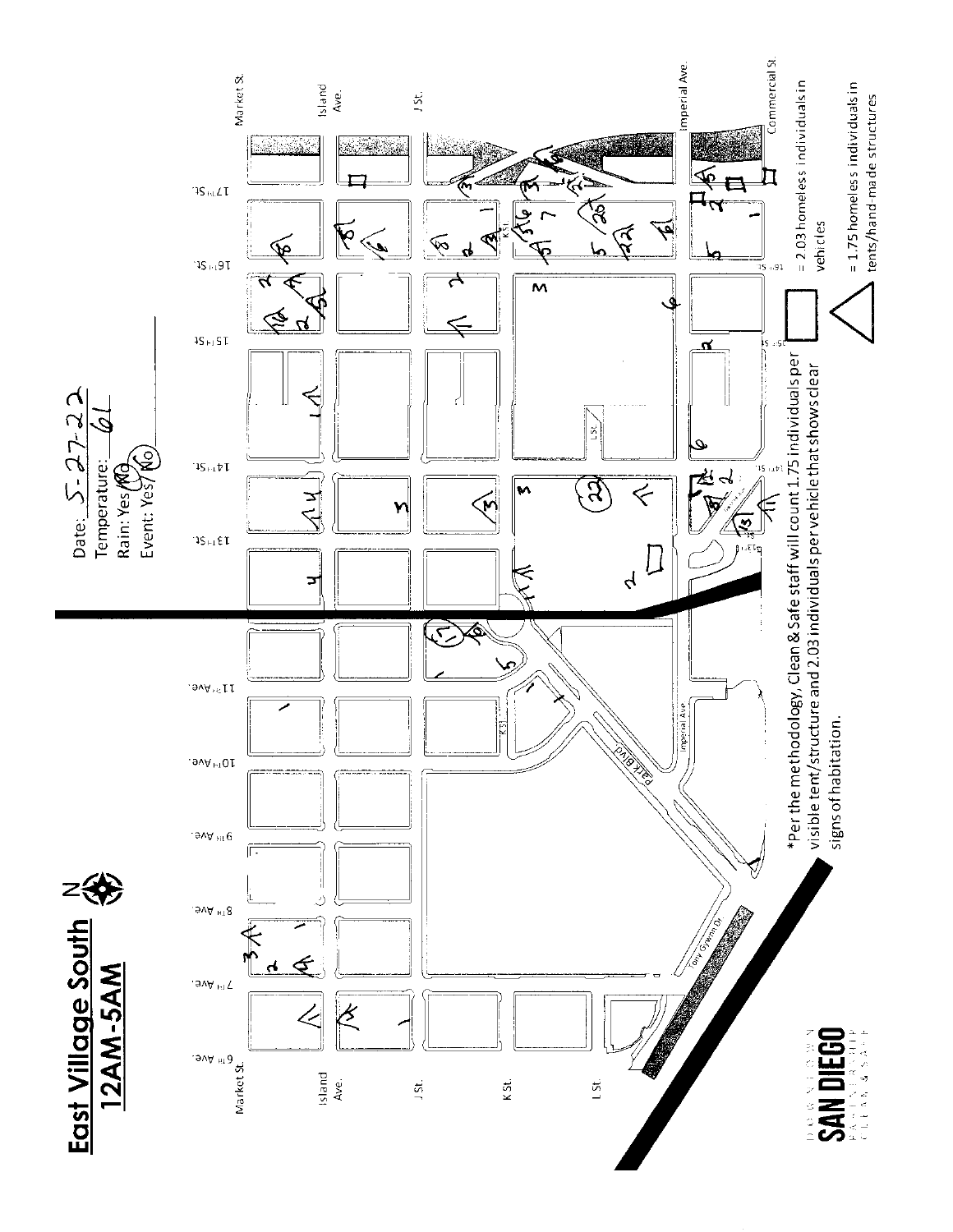# East Village South
## 12AM-5AM

Date: 5-27-22
Temperature: 61
Rain: Yes/No
Event: Yes/No

Market St. | Island Ave. | J St. | K St. | L St. | Imperial Ave. | Commercial St.

6TH Ave. | 7TH Ave. | 8TH Ave. | 9TH Ave. | 10TH Ave. | 11TH Ave. | 13TH St. | 14TH St. | 15TH St. | 16TH St. | 17TH St.

Park Blvd | Tony Gwynn Dr.

*Per the methodology, Clean & Safe staff will count 1.75 individuals per visible tent/structure and 2.03 individuals per vehicle that shows clear signs of habitation.

□ = 2.03 homeless individuals in vehicles

△ = 1.75 homeless individuals in tents/hand-made structures

DOWNTOWN SAN DIEGO PARTNERSHIP CLEAN & SAFE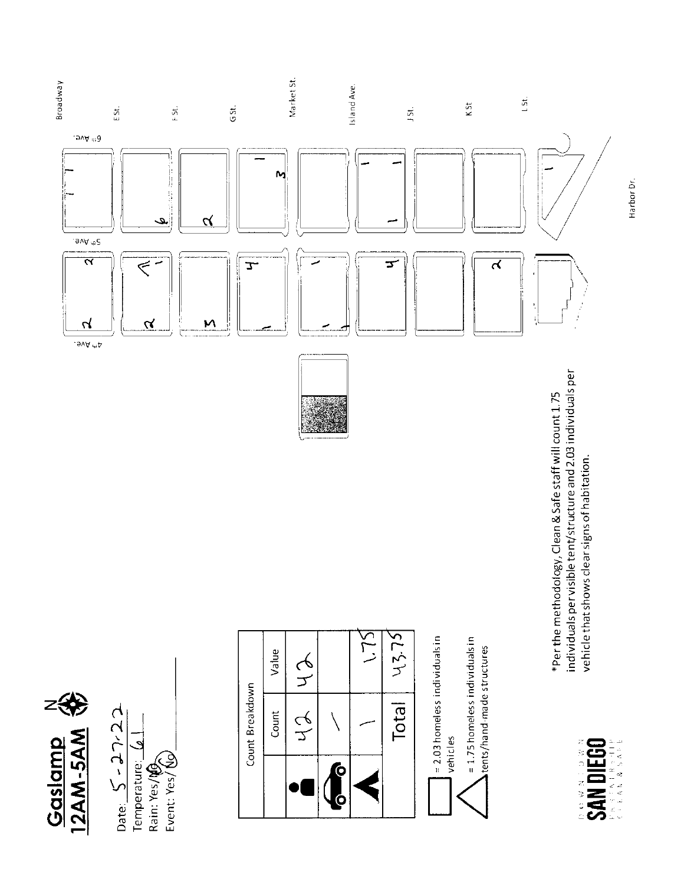# Gaslamp
## 12AM-5AM

Date: 5-27-22
Temperature: 61
Rain: Yes/No
Event: Yes/No

| Count Breakdown | | |
|---|---|---|
| | Count | Value |
| (individual) | 42 | 42 |
| (vehicle) | / | |
| (tent) | 1 | 1.75 |
| | Total | 43.75 |

= 2.03 homeless individuals in vehicles

= 1.75 homeless individuals in tents/hand-made structures

*Per the methodology, Clean & Safe staff will count 1.75 individuals per visible tent/structure and 2.03 individuals per vehicle that shows clear signs of habitation.

Broadway, E St., F St., G St., Market St., Island Ave., J St., K St., L St., Harbor Dr., 4th Ave., 5th Ave., 6th Ave.

DOWNTOWN SAN DIEGO PARTNERSHIP CLEAN & SAFE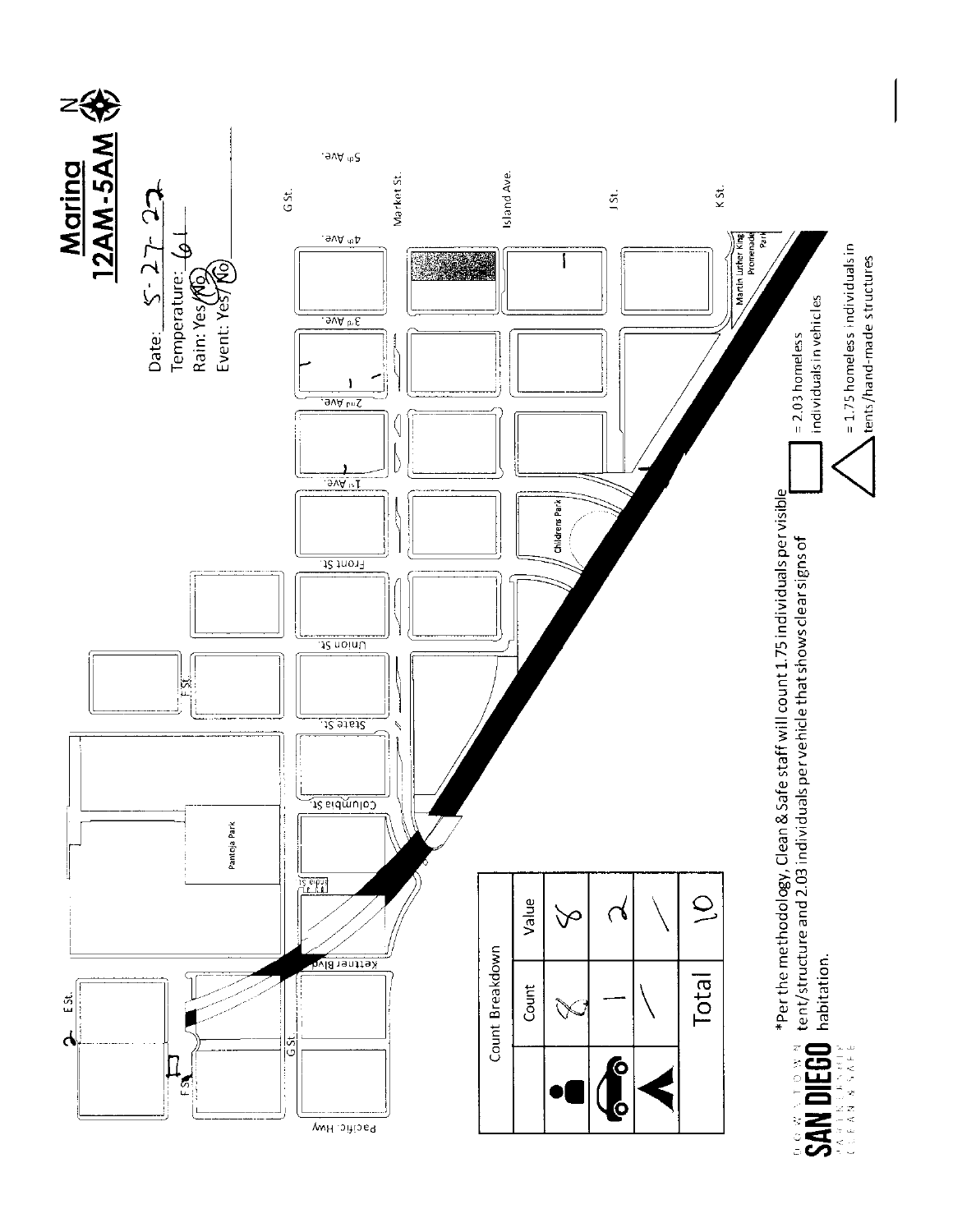# Marina
## 12AM-5AM

Date: 5-27-22
Temperature: 61
Rain: Yes/No
Event: Yes/No

| Count Breakdown | Count | Value |
|---|---|---|
| Individuals | 8 | 8 |
| Vehicles | 1 | 2 |
| Tents | 1 | 1 |
| **Total** | | 10 |

*Per the methodology, Clean & Safe staff will count 1.75 individuals per visible tent/structure and 2.03 individuals per vehicle that shows clear signs of habitation.

= 2.03 homeless individuals in vehicles

= 1.75 homeless individuals in tents/hand-made structures

DOWNTOWN SAN DIEGO PARTNERSHIP CLEAN & SAFE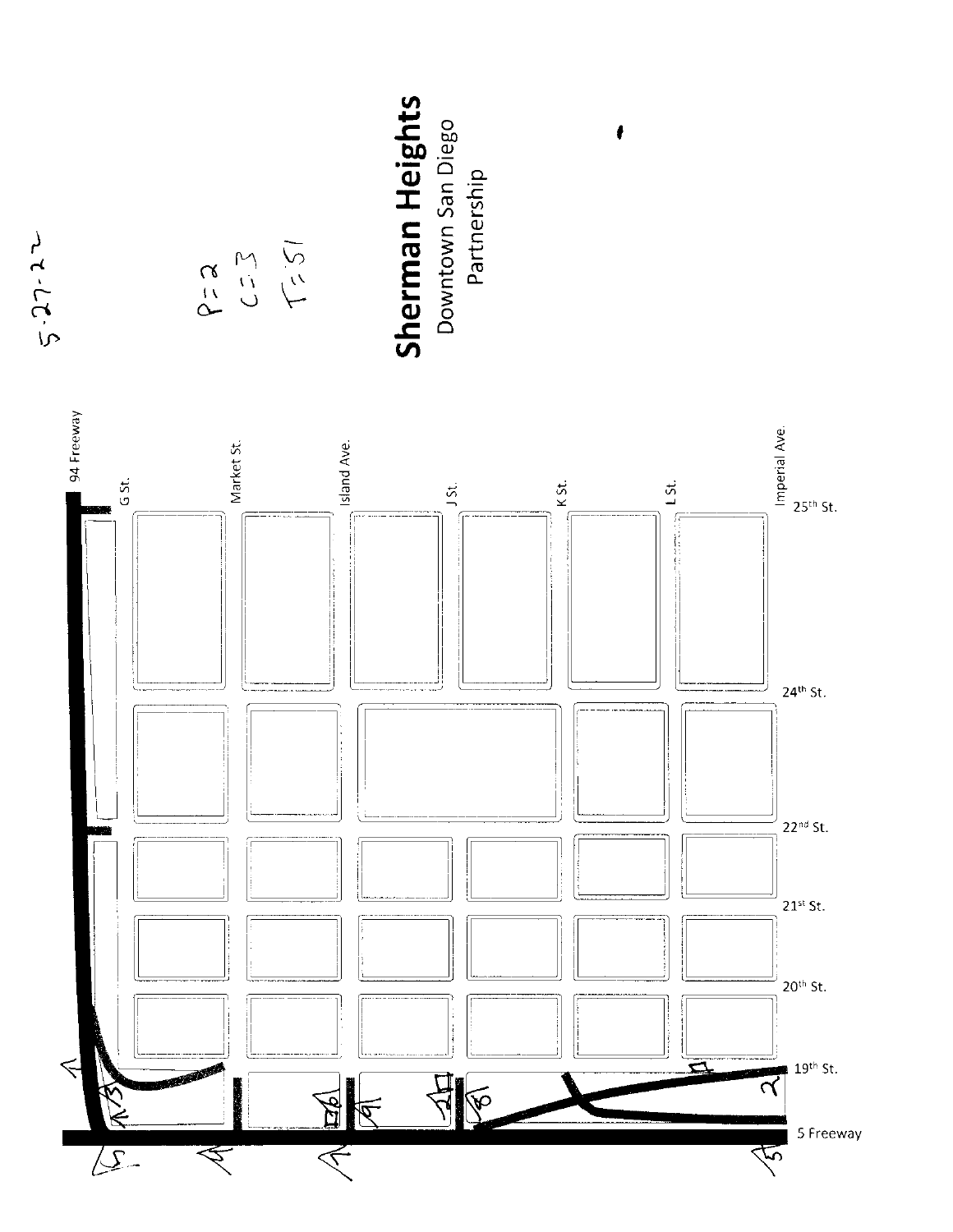5-27-22

P=2
C=3
T=51

# Sherman Heights

Downtown San Diego Partnership

94 Freeway

G St.

Market St.

Island Ave.

J St.

K St.

L St.

Imperial Ave.

25th St.

24th St.

22nd St.

21st St.

20th St.

19th St.

5 Freeway

13

5

16

9

21

8

2

5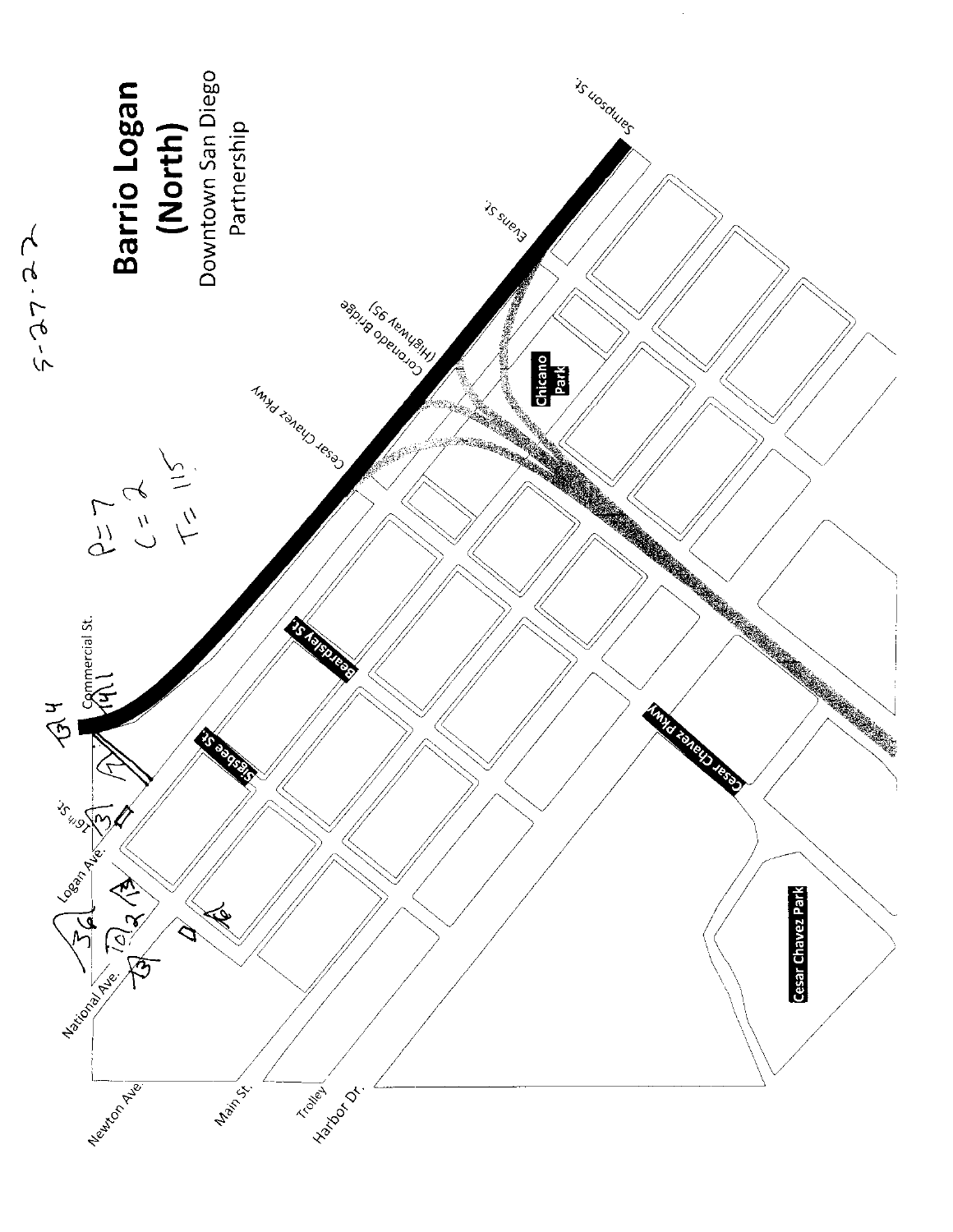# Barrio Logan (North)

Downtown San Diego Partnership

5-27-22

P = 7
C = 2
T = 115

Sampson St.

Evans St.

Coronado Bridge (Highway 95)

Cesar Chavez Pkwy

Chicano Park

Beardsley St

Commercial St.

Sigsbee St.

16th St.

Logan Ave.

National Ave.

Newton Ave.

Main St.

Trolley

Harbor Dr.

Cesar Chavez Pkwy

Cesar Chavez Park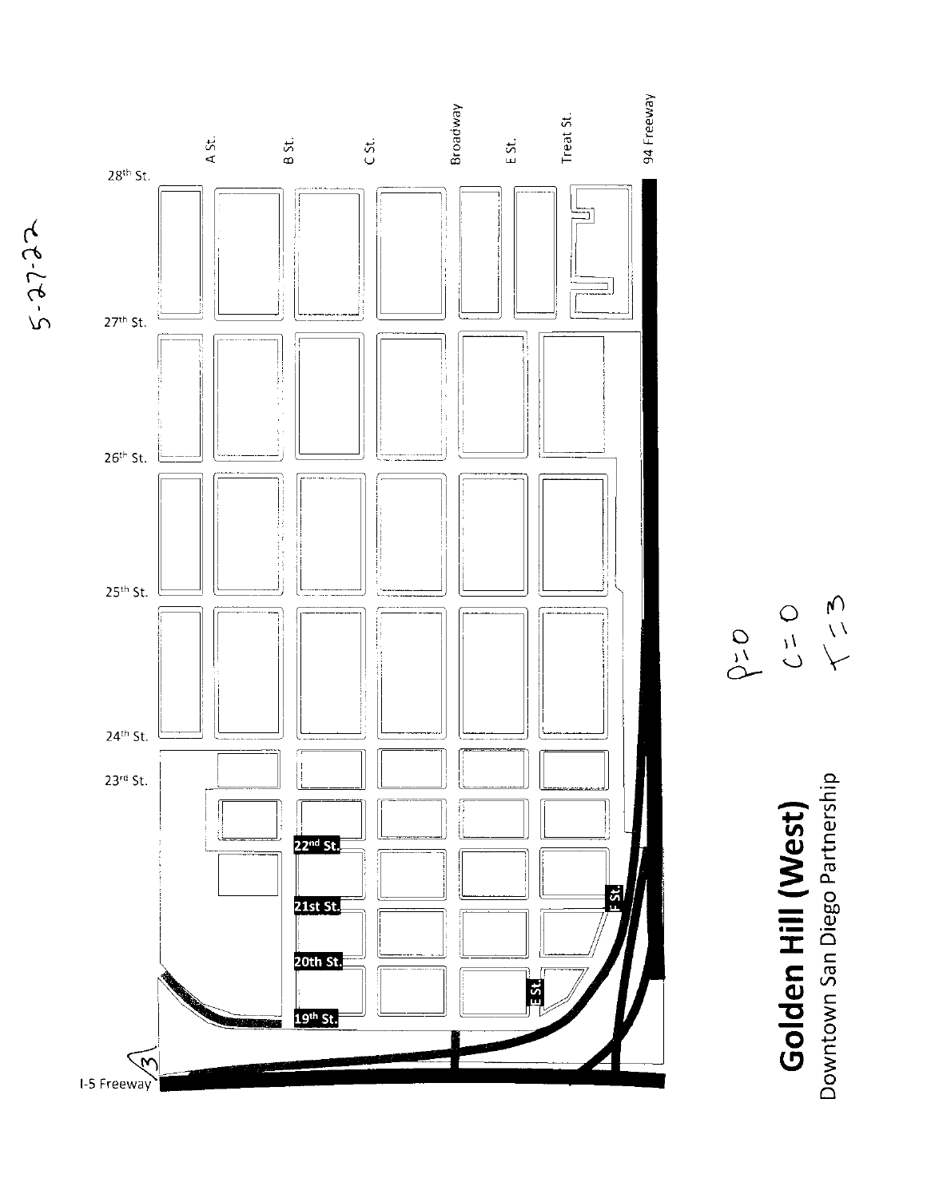5-27-22

# Golden Hill (West)

Downtown San Diego Partnership

A St.

B St.

C St.

Broadway

E St.

Treat St.

94 Freeway

28th St.

27th St.

26th St.

25th St.

24th St.

23rd St.

22nd St.

21st St.

20th St.

19th St.

F St.

E St.

I-5 Freeway

3

P=0

C=0

T=3